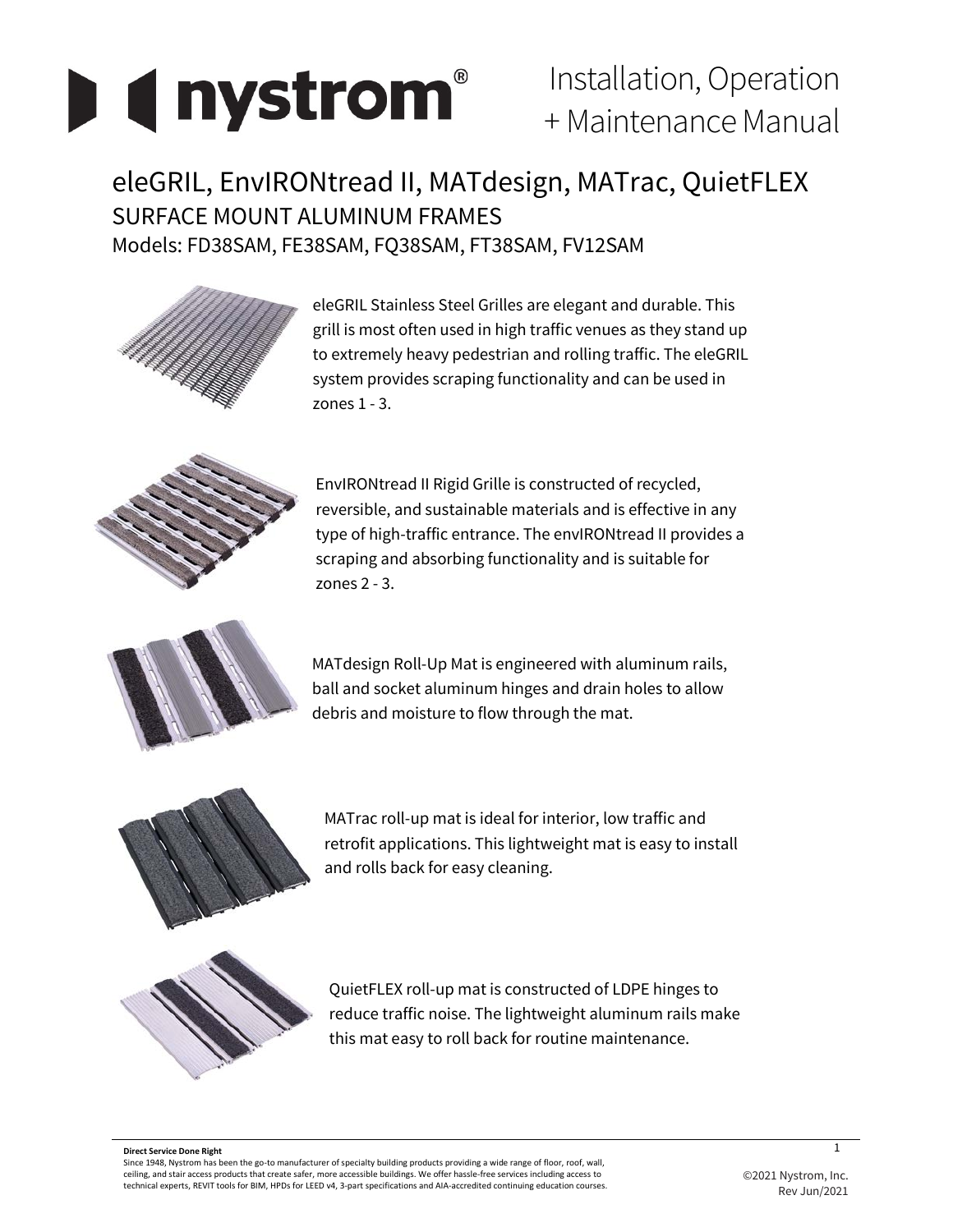# nystrom®

Installation, Operation + Maintenance Manual

## eleGRIL, EnvIRONtread II, MATdesign, MATrac, QuietFLEX

### SURFACE MOUNT ALUMINUM FRAMES

Models: FD38SAM, FE38SAM, FQ38SAM, FT38SAM, FV12SAM

eleGRIL Stainless Steel Grilles are elegant and durable. This grill is most often used in high traffic venues as they stand up to extremely heavy pedestrian and rolling traffic. The eleGRIL system provides scraping functionality and can be used in zones 1 - 3.

EnvIRONtread II Rigid Grille is constructed of recycled, reversible, and sustainable materials and is effective in any type of high-traffic entrance. The envIRONtread II provides a scraping and absorbing functionality and is suitable for zones 2 - 3.

MATdesign Roll-Up Mat is engineered with aluminum rails, ball and socket aluminum hinges and drain holes to allow debris and moisture to flow through the mat.

MATrac roll-up mat is ideal for interior, low traffic and retrofit applications. This lightweight mat is easy to install and rolls back for easy cleaning.

QuietFLEX roll-up mat is constructed of LDPE hinges to reduce traffic noise. The lightweight aluminum rails make this mat easy to roll back for routine maintenance.

**Direct Service Done Right**

Since 1948, Nystrom has been the go-to manufacturer of specialty building products providing a wide range of floor, roof, wall, ceiling, and stair access products that create safer, more accessible buildings. We offer hassle-free services including access to technical experts, REVIT tools for BIM, HPDs for LEED v4, 3-part specifications and AIA-accredited continuing education courses.

©2021 Nystrom, Inc.
Rev Jun/2021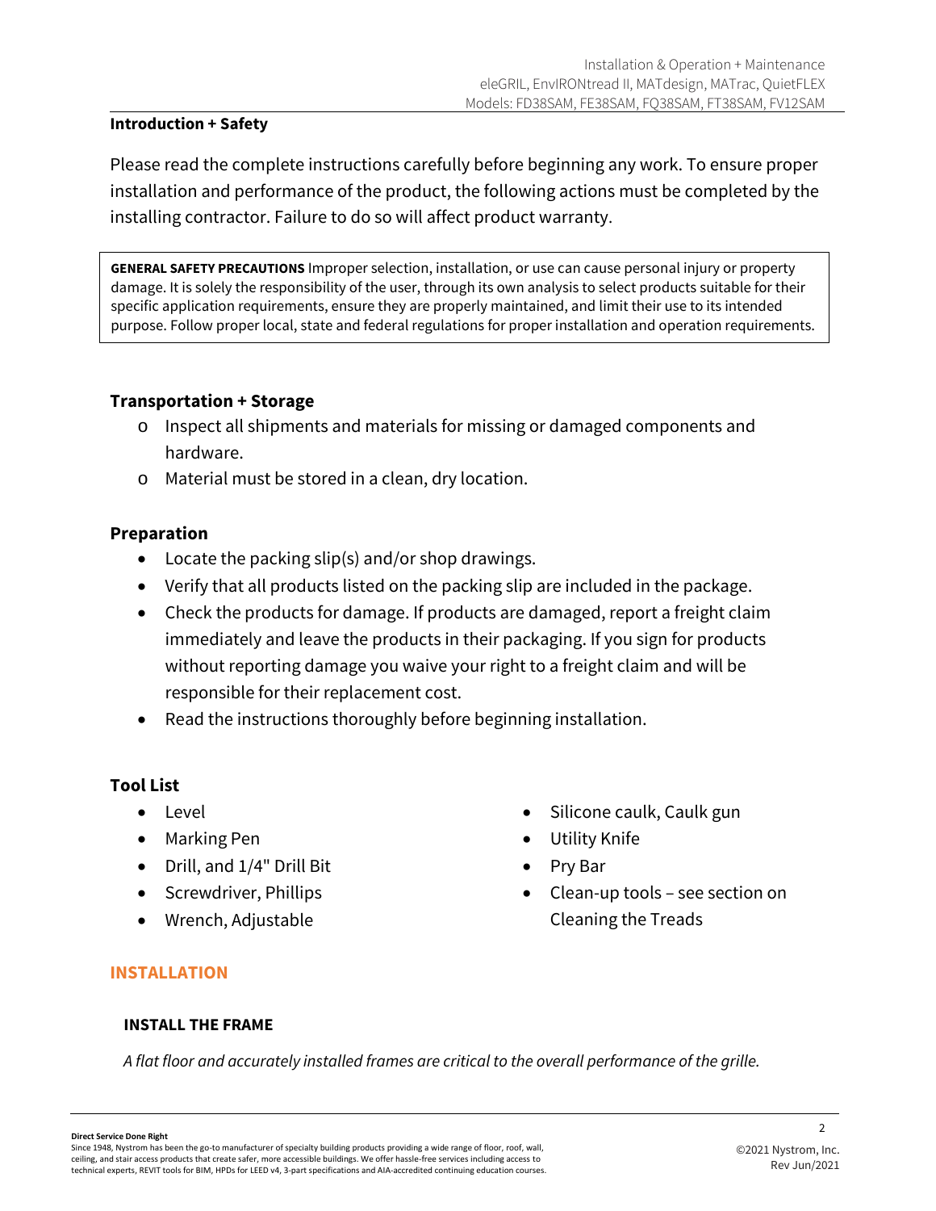## Introduction + Safety

Please read the complete instructions carefully before beginning any work. To ensure proper installation and performance of the product, the following actions must be completed by the installing contractor. Failure to do so will affect product warranty.

**GENERAL SAFETY PRECAUTIONS** Improper selection, installation, or use can cause personal injury or property damage. It is solely the responsibility of the user, through its own analysis to select products suitable for their specific application requirements, ensure they are properly maintained, and limit their use to its intended purpose. Follow proper local, state and federal regulations for proper installation and operation requirements.

## Transportation + Storage

- Inspect all shipments and materials for missing or damaged components and hardware.
- Material must be stored in a clean, dry location.

## Preparation

- Locate the packing slip(s) and/or shop drawings.
- Verify that all products listed on the packing slip are included in the package.
- Check the products for damage. If products are damaged, report a freight claim immediately and leave the products in their packaging. If you sign for products without reporting damage you waive your right to a freight claim and will be responsible for their replacement cost.
- Read the instructions thoroughly before beginning installation.

## Tool List

- Level
- Marking Pen
- Drill, and 1/4" Drill Bit
- Screwdriver, Phillips
- Wrench, Adjustable
- Silicone caulk, Caulk gun
- Utility Knife
- Pry Bar
- Clean-up tools – see section on Cleaning the Treads

# INSTALLATION

### INSTALL THE FRAME

*A flat floor and accurately installed frames are critical to the overall performance of the grille.*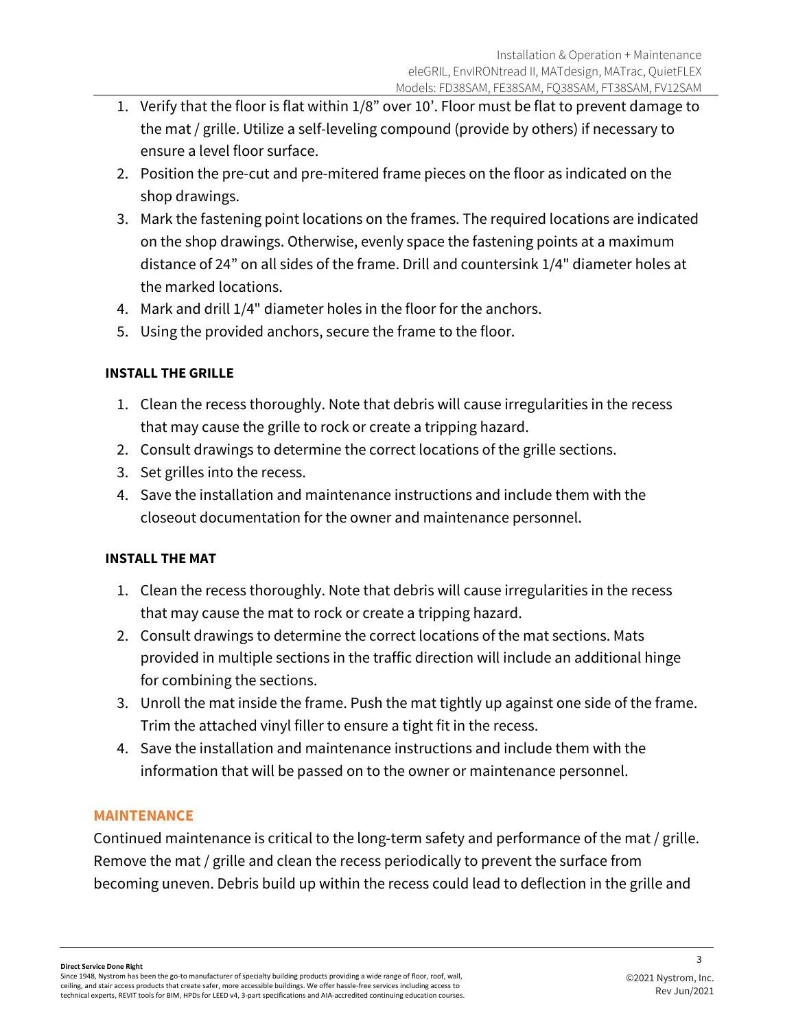1. Verify that the floor is flat within 1/8” over 10’. Floor must be flat to prevent damage to the mat / grille. Utilize a self-leveling compound (provide by others) if necessary to ensure a level floor surface.
2. Position the pre-cut and pre-mitered frame pieces on the floor as indicated on the shop drawings.
3. Mark the fastening point locations on the frames. The required locations are indicated on the shop drawings. Otherwise, evenly space the fastening points at a maximum distance of 24” on all sides of the frame. Drill and countersink 1/4" diameter holes at the marked locations.
4. Mark and drill 1/4" diameter holes in the floor for the anchors.
5. Using the provided anchors, secure the frame to the floor.

**INSTALL THE GRILLE**

1. Clean the recess thoroughly. Note that debris will cause irregularities in the recess that may cause the grille to rock or create a tripping hazard.
2. Consult drawings to determine the correct locations of the grille sections.
3. Set grilles into the recess.
4. Save the installation and maintenance instructions and include them with the closeout documentation for the owner and maintenance personnel.

**INSTALL THE MAT**

1. Clean the recess thoroughly. Note that debris will cause irregularities in the recess that may cause the mat to rock or create a tripping hazard.
2. Consult drawings to determine the correct locations of the mat sections. Mats provided in multiple sections in the traffic direction will include an additional hinge for combining the sections.
3. Unroll the mat inside the frame. Push the mat tightly up against one side of the frame. Trim the attached vinyl filler to ensure a tight fit in the recess.
4. Save the installation and maintenance instructions and include them with the information that will be passed on to the owner or maintenance personnel.

## MAINTENANCE

Continued maintenance is critical to the long-term safety and performance of the mat / grille. Remove the mat / grille and clean the recess periodically to prevent the surface from becoming uneven. Debris build up within the recess could lead to deflection in the grille and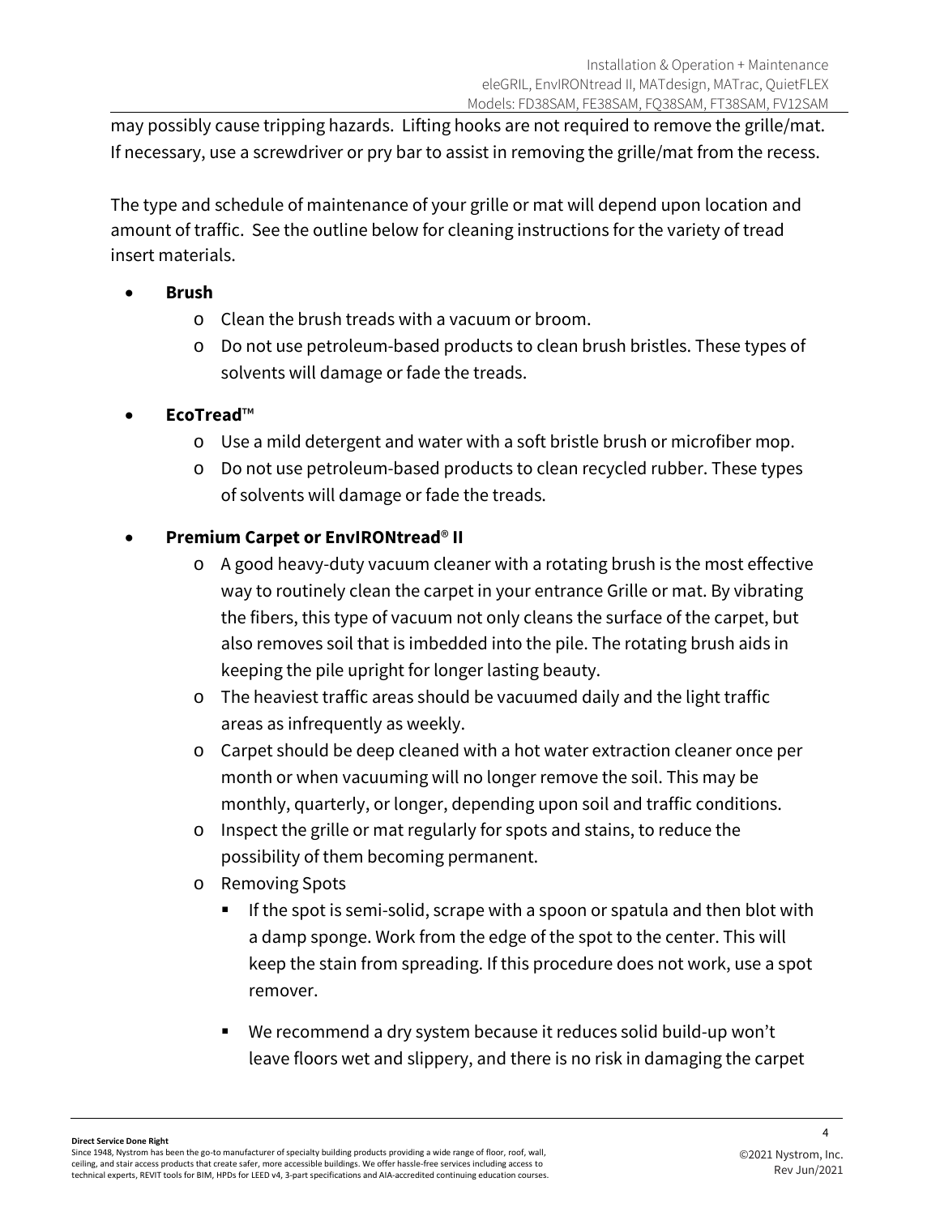may possibly cause tripping hazards. Lifting hooks are not required to remove the grille/mat. If necessary, use a screwdriver or pry bar to assist in removing the grille/mat from the recess.

The type and schedule of maintenance of your grille or mat will depend upon location and amount of traffic. See the outline below for cleaning instructions for the variety of tread insert materials.

- **Brush**
  - Clean the brush treads with a vacuum or broom.
  - Do not use petroleum-based products to clean brush bristles. These types of solvents will damage or fade the treads.
- **EcoTread™**
  - Use a mild detergent and water with a soft bristle brush or microfiber mop.
  - Do not use petroleum-based products to clean recycled rubber. These types of solvents will damage or fade the treads.
- **Premium Carpet or EnvIRONtread® II**
  - A good heavy-duty vacuum cleaner with a rotating brush is the most effective way to routinely clean the carpet in your entrance Grille or mat. By vibrating the fibers, this type of vacuum not only cleans the surface of the carpet, but also removes soil that is imbedded into the pile. The rotating brush aids in keeping the pile upright for longer lasting beauty.
  - The heaviest traffic areas should be vacuumed daily and the light traffic areas as infrequently as weekly.
  - Carpet should be deep cleaned with a hot water extraction cleaner once per month or when vacuuming will no longer remove the soil. This may be monthly, quarterly, or longer, depending upon soil and traffic conditions.
  - Inspect the grille or mat regularly for spots and stains, to reduce the possibility of them becoming permanent.
  - Removing Spots
    - If the spot is semi-solid, scrape with a spoon or spatula and then blot with a damp sponge. Work from the edge of the spot to the center. This will keep the stain from spreading. If this procedure does not work, use a spot remover.
    - We recommend a dry system because it reduces solid build-up won't leave floors wet and slippery, and there is no risk in damaging the carpet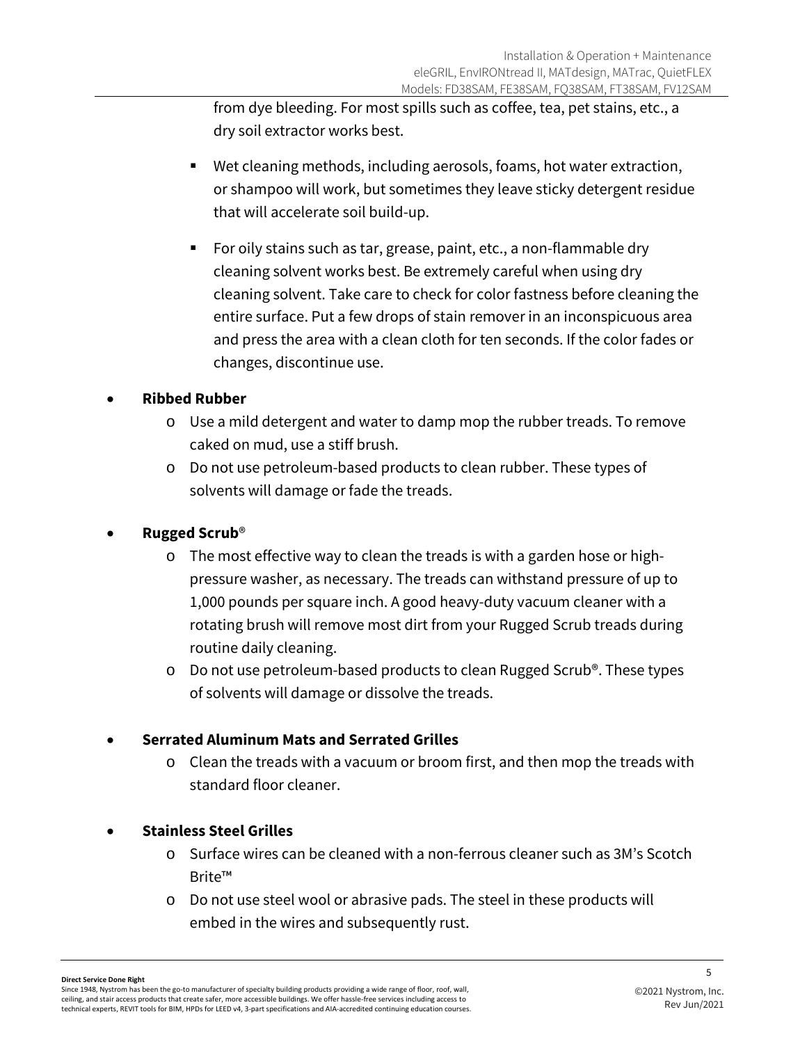from dye bleeding. For most spills such as coffee, tea, pet stains, etc., a dry soil extractor works best.

- Wet cleaning methods, including aerosols, foams, hot water extraction, or shampoo will work, but sometimes they leave sticky detergent residue that will accelerate soil build-up.
- For oily stains such as tar, grease, paint, etc., a non-flammable dry cleaning solvent works best. Be extremely careful when using dry cleaning solvent. Take care to check for color fastness before cleaning the entire surface. Put a few drops of stain remover in an inconspicuous area and press the area with a clean cloth for ten seconds. If the color fades or changes, discontinue use.

- **Ribbed Rubber**
  - Use a mild detergent and water to damp mop the rubber treads. To remove caked on mud, use a stiff brush.
  - Do not use petroleum-based products to clean rubber. These types of solvents will damage or fade the treads.

- **Rugged Scrub**®
  - The most effective way to clean the treads is with a garden hose or high-pressure washer, as necessary. The treads can withstand pressure of up to 1,000 pounds per square inch. A good heavy-duty vacuum cleaner with a rotating brush will remove most dirt from your Rugged Scrub treads during routine daily cleaning.
  - Do not use petroleum-based products to clean Rugged Scrub®. These types of solvents will damage or dissolve the treads.

- **Serrated Aluminum Mats and Serrated Grilles**
  - Clean the treads with a vacuum or broom first, and then mop the treads with standard floor cleaner.

- **Stainless Steel Grilles**
  - Surface wires can be cleaned with a non-ferrous cleaner such as 3M's Scotch Brite™
  - Do not use steel wool or abrasive pads. The steel in these products will embed in the wires and subsequently rust.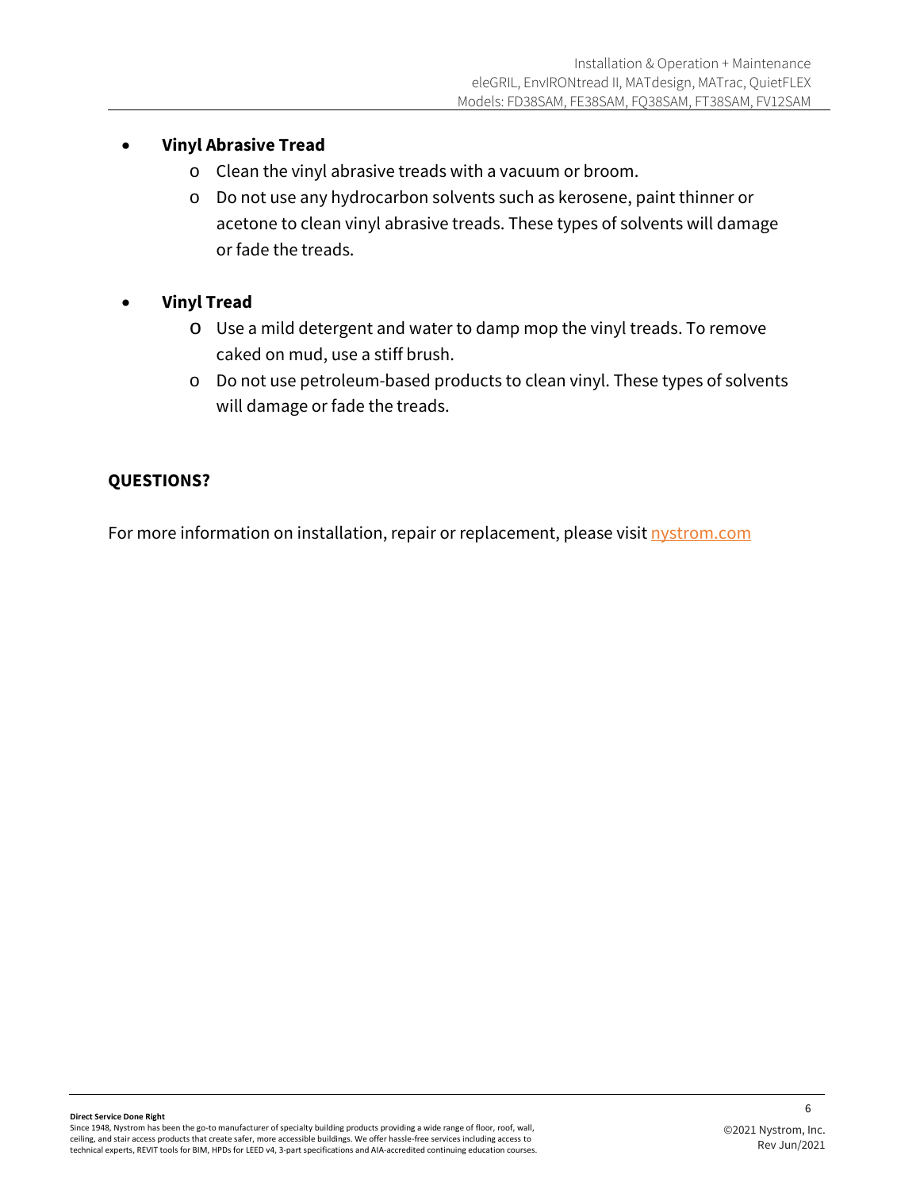- **Vinyl Abrasive Tread**
  - Clean the vinyl abrasive treads with a vacuum or broom.
  - Do not use any hydrocarbon solvents such as kerosene, paint thinner or acetone to clean vinyl abrasive treads. These types of solvents will damage or fade the treads.

- **Vinyl Tread**
  - Use a mild detergent and water to damp mop the vinyl treads. To remove caked on mud, use a stiff brush.
  - Do not use petroleum-based products to clean vinyl. These types of solvents will damage or fade the treads.

## QUESTIONS?

For more information on installation, repair or replacement, please visit nystrom.com